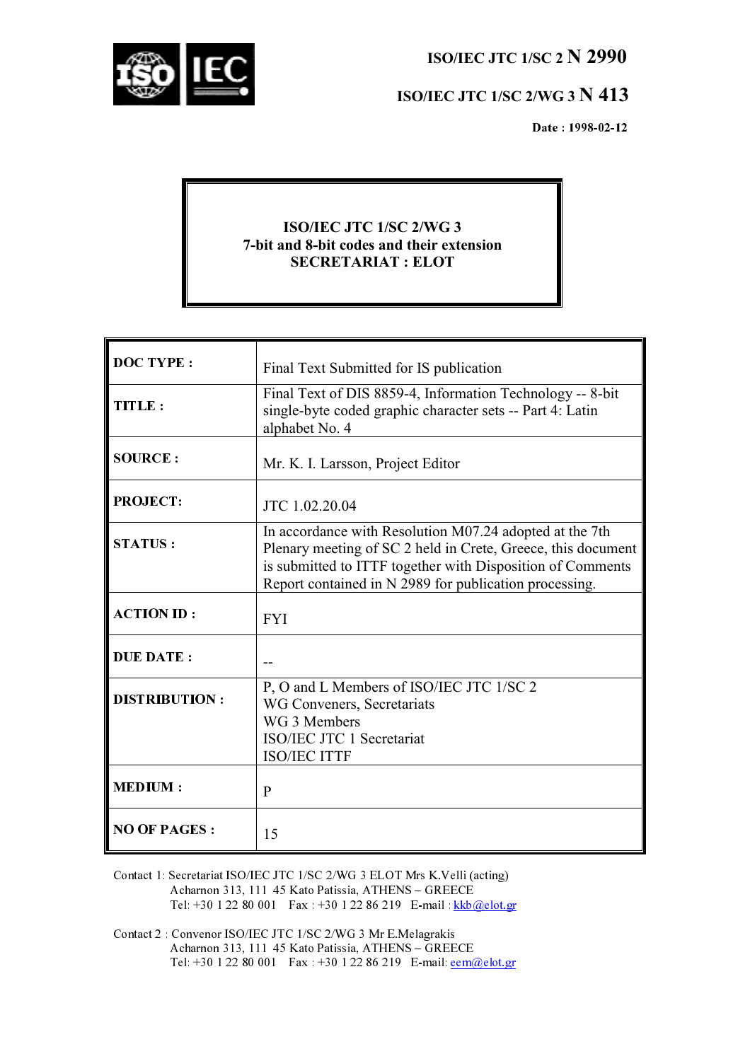**ISO/IEC JTC 1/SC 2 N 2990**

**ISO/IEC JTC 1/SC 2/WG 3 N 413**

**Date : 1998-02-12**

**ISO/IEC JTC 1/SC 2/WG 3**
**7-bit and 8-bit codes and their extension**
**SECRETARIAT : ELOT**

| | |
|---|---|
| **DOC TYPE :** | Final Text Submitted for IS publication |
| **TITLE :** | Final Text of DIS 8859-4, Information Technology -- 8-bit single-byte coded graphic character sets -- Part 4: Latin alphabet No. 4 |
| **SOURCE :** | Mr. K. I. Larsson, Project Editor |
| **PROJECT:** | JTC 1.02.20.04 |
| **STATUS :** | In accordance with Resolution M07.24 adopted at the 7th Plenary meeting of SC 2 held in Crete, Greece, this document is submitted to ITTF together with Disposition of Comments Report contained in N 2989 for publication processing. |
| **ACTION ID :** | FYI |
| **DUE DATE :** | -- |
| **DISTRIBUTION :** | P, O and L Members of ISO/IEC JTC 1/SC 2<br>WG Conveners, Secretariats<br>WG 3 Members<br>ISO/IEC JTC 1 Secretariat<br>ISO/IEC ITTF |
| **MEDIUM :** | P |
| **NO OF PAGES :** | 15 |

Contact 1: Secretariat ISO/IEC JTC 1/SC 2/WG 3 ELOT Mrs K.Velli (acting)
Acharnon 313, 111 45 Kato Patissia, ATHENS – GREECE
Tel: +30 1 22 80 001 Fax : +30 1 22 86 219 E-mail : kkb@elot.gr

Contact 2 : Convenor ISO/IEC JTC 1/SC 2/WG 3 Mr E.Melagrakis
Acharnon 313, 111 45 Kato Patissia, ATHENS – GREECE
Tel: +30 1 22 80 001 Fax : +30 1 22 86 219 E-mail: eem@elot.gr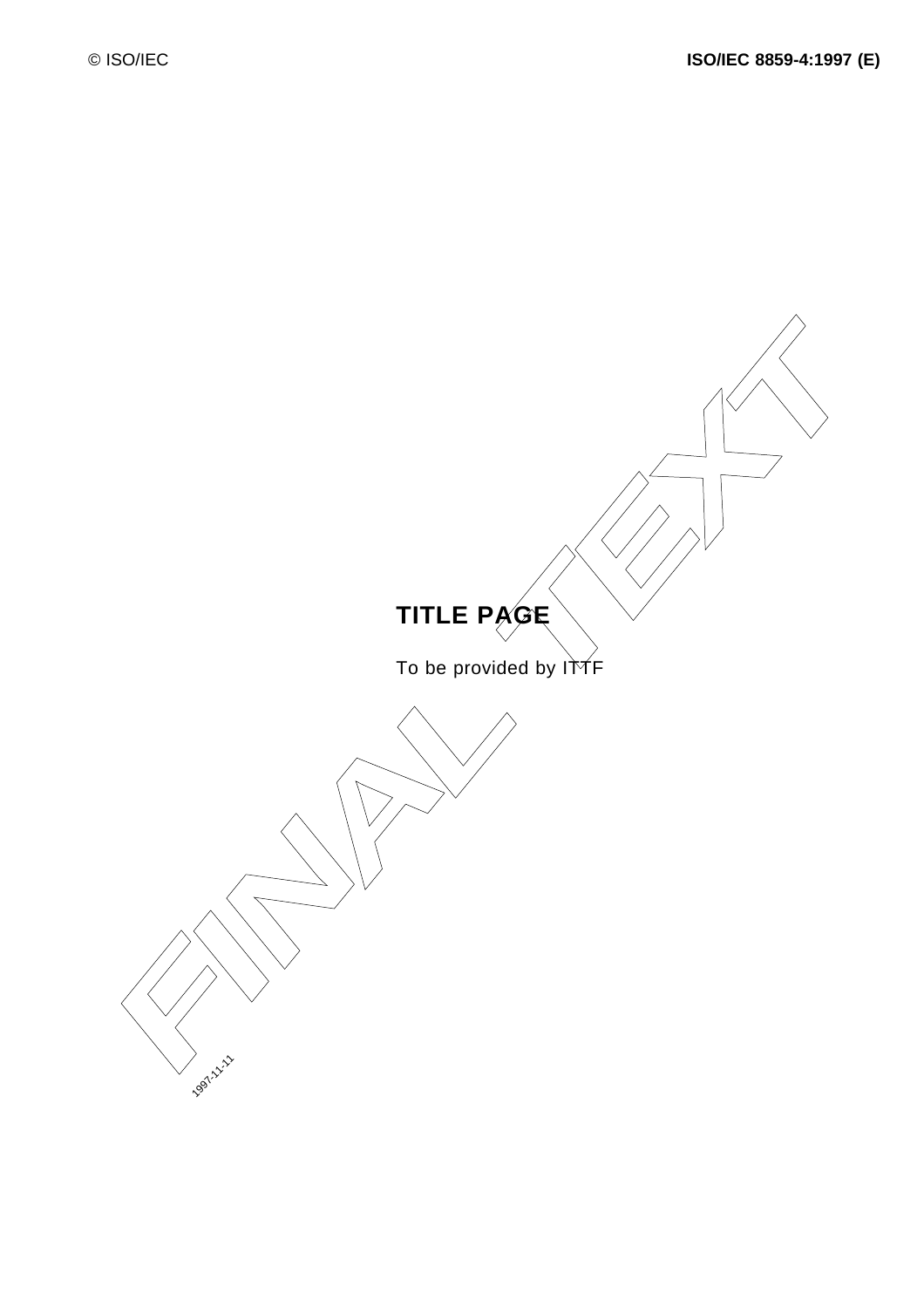**TITLE PAGE**

To be provided by ITTF

FINAL TEXT

1997-11-11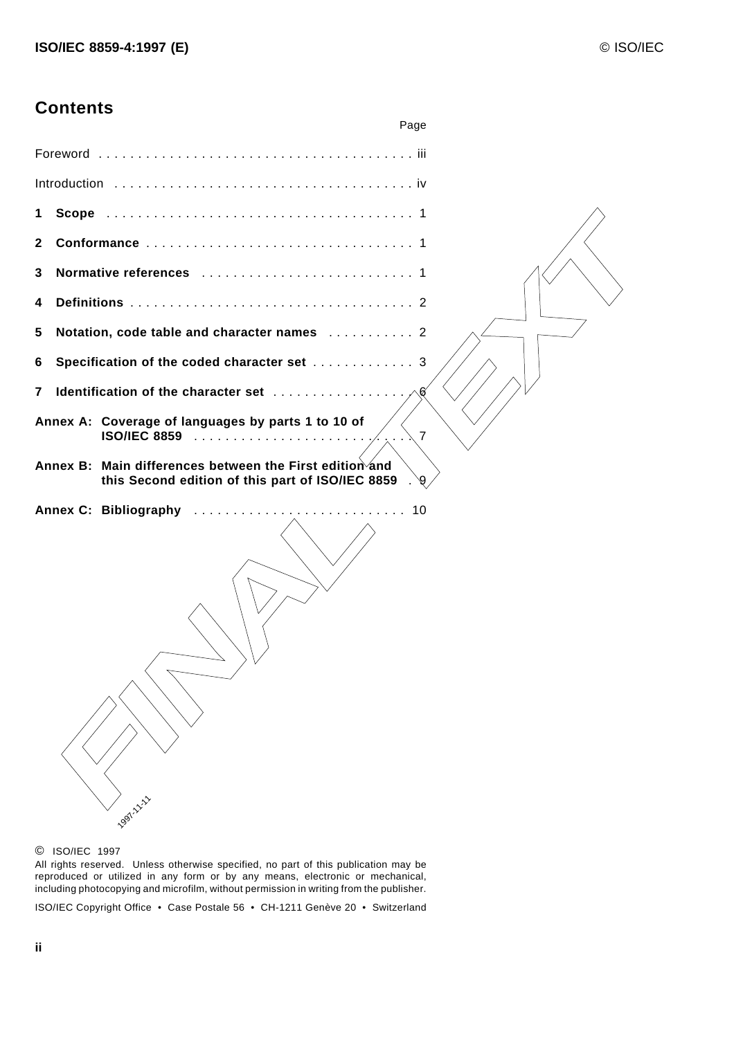## Contents

| | Page |
|---|---|
| Foreword | iii |
| Introduction | iv |
| **1 Scope** | 1 |
| **2 Conformance** | 1 |
| **3 Normative references** | 1 |
| **4 Definitions** | 2 |
| **5 Notation, code table and character names** | 2 |
| **6 Specification of the coded character set** | 3 |
| **7 Identification of the character set** | 6 |
| **Annex A: Coverage of languages by parts 1 to 10 of ISO/IEC 8859** | 7 |
| **Annex B: Main differences between the First edition and this Second edition of this part of ISO/IEC 8859** | 9 |
| **Annex C: Bibliography** | 10 |

FINAL TEXT

1997-11-11

© ISO/IEC 1997

All rights reserved. Unless otherwise specified, no part of this publication may be reproduced or utilized in any form or by any means, electronic or mechanical, including photocopying and microfilm, without permission in writing from the publisher.

ISO/IEC Copyright Office • Case Postale 56 • CH-1211 Genève 20 • Switzerland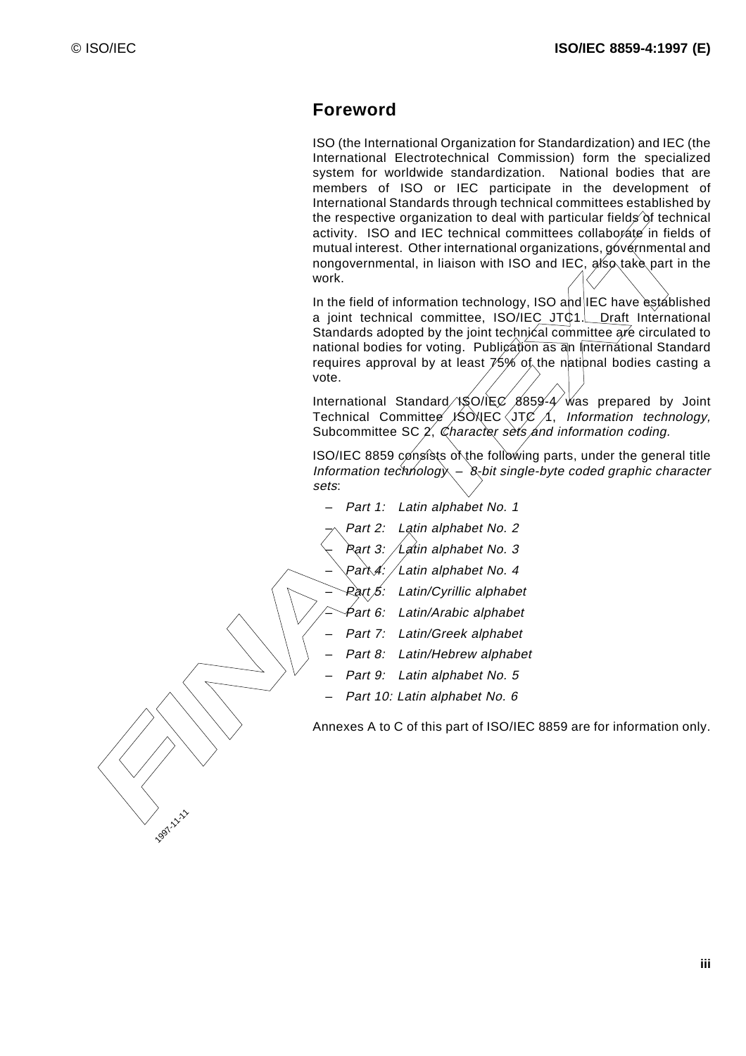# Foreword

ISO (the International Organization for Standardization) and IEC (the International Electrotechnical Commission) form the specialized system for worldwide standardization. National bodies that are members of ISO or IEC participate in the development of International Standards through technical committees established by the respective organization to deal with particular fields of technical activity. ISO and IEC technical committees collaborate in fields of mutual interest. Other international organizations, governmental and nongovernmental, in liaison with ISO and IEC, also take part in the work.

In the field of information technology, ISO and IEC have established a joint technical committee, ISO/IEC JTC1. Draft International Standards adopted by the joint technical committee are circulated to national bodies for voting. Publication as an International Standard requires approval by at least 75% of the national bodies casting a vote.

International Standard ISO/IEC 8859-4 was prepared by Joint Technical Committee ISO/IEC JTC 1, *Information technology,* Subcommittee SC 2, *Character sets and information coding.*

ISO/IEC 8859 consists of the following parts, under the general title *Information technology – 8-bit single-byte coded graphic character sets*:

- *Part 1: Latin alphabet No. 1*
- *Part 2: Latin alphabet No. 2*
- *Part 3: Latin alphabet No. 3*
- *Part 4: Latin alphabet No. 4*
- *Part 5: Latin/Cyrillic alphabet*
- *Part 6: Latin/Arabic alphabet*
- *Part 7: Latin/Greek alphabet*
- *Part 8: Latin/Hebrew alphabet*
- *Part 9: Latin alphabet No. 5*
- *Part 10: Latin alphabet No. 6*

Annexes A to C of this part of ISO/IEC 8859 are for information only.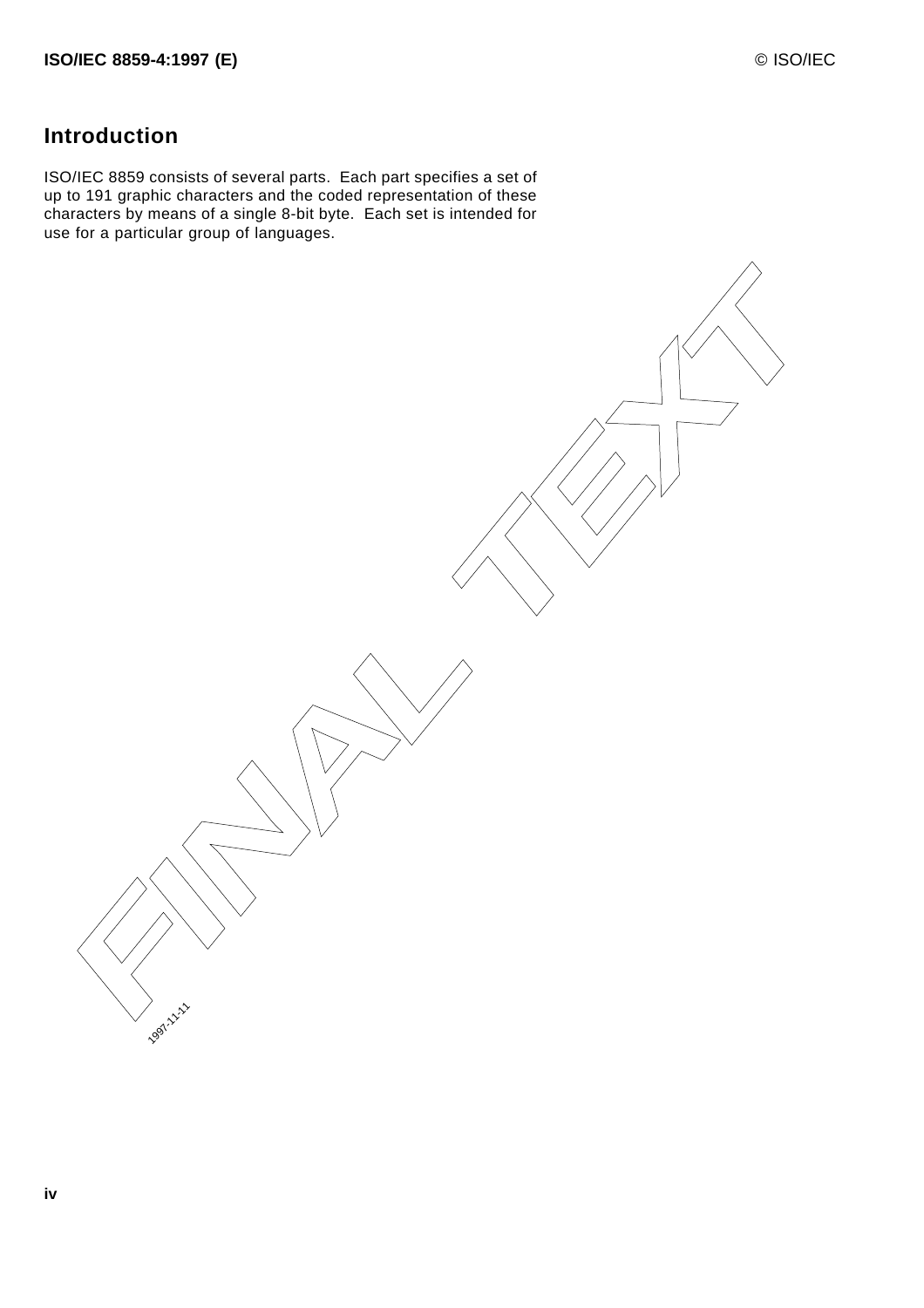## Introduction

ISO/IEC 8859 consists of several parts. Each part specifies a set of up to 191 graphic characters and the coded representation of these characters by means of a single 8-bit byte. Each set is intended for use for a particular group of languages.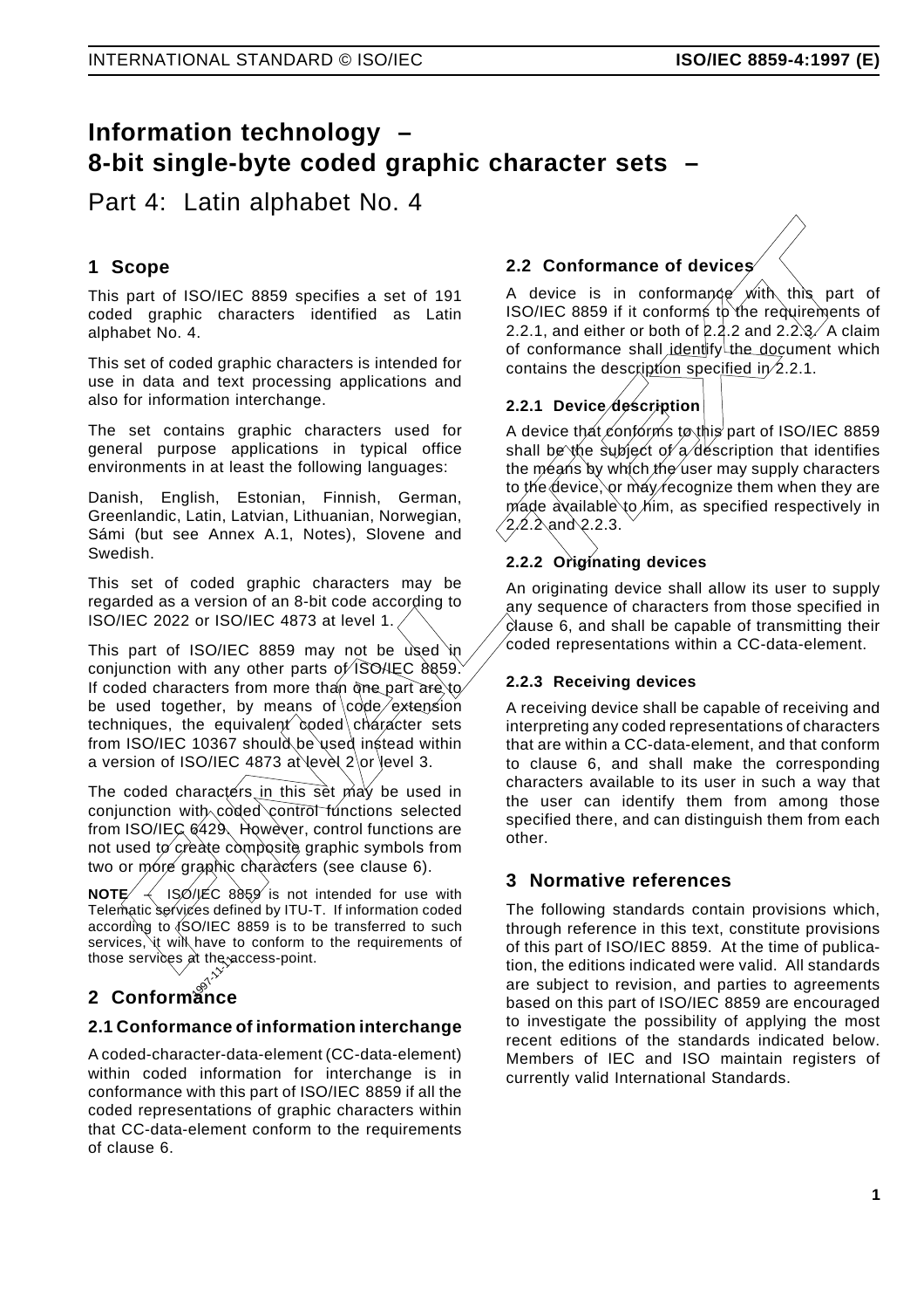# Information technology – 8-bit single-byte coded graphic character sets –

Part 4: Latin alphabet No. 4

## 1 Scope

This part of ISO/IEC 8859 specifies a set of 191 coded graphic characters identified as Latin alphabet No. 4.

This set of coded graphic characters is intended for use in data and text processing applications and also for information interchange.

The set contains graphic characters used for general purpose applications in typical office environments in at least the following languages:

Danish, English, Estonian, Finnish, German, Greenlandic, Latin, Latvian, Lithuanian, Norwegian, Sámi (but see Annex A.1, Notes), Slovene and Swedish.

This set of coded graphic characters may be regarded as a version of an 8-bit code according to ISO/IEC 2022 or ISO/IEC 4873 at level 1.

This part of ISO/IEC 8859 may not be used in conjunction with any other parts of ISO/IEC 8859. If coded characters from more than one part are to be used together, by means of code extension techniques, the equivalent coded character sets from ISO/IEC 10367 should be used instead within a version of ISO/IEC 4873 at level 2 or level 3.

The coded characters in this set may be used in conjunction with coded control functions selected from ISO/IEC 6429. However, control functions are not used to create composite graphic symbols from two or more graphic characters (see clause 6).

**NOTE** – ISO/IEC 8859 is not intended for use with Telematic services defined by ITU-T. If information coded according to ISO/IEC 8859 is to be transferred to such services, it will have to conform to the requirements of those services at the access-point.

## 2 Conformance

### 2.1 Conformance of information interchange

A coded-character-data-element (CC-data-element) within coded information for interchange is in conformance with this part of ISO/IEC 8859 if all the coded representations of graphic characters within that CC-data-element conform to the requirements of clause 6.

### 2.2 Conformance of devices

A device is in conformance with this part of ISO/IEC 8859 if it conforms to the requirements of 2.2.1, and either or both of 2.2.2 and 2.2.3. A claim of conformance shall identify the document which contains the description specified in 2.2.1.

#### 2.2.1 Device description

A device that conforms to this part of ISO/IEC 8859 shall be the subject of a description that identifies the means by which the user may supply characters to the device, or may recognize them when they are made available to him, as specified respectively in 2.2.2 and 2.2.3.

#### 2.2.2 Originating devices

An originating device shall allow its user to supply any sequence of characters from those specified in clause 6, and shall be capable of transmitting their coded representations within a CC-data-element.

#### 2.2.3 Receiving devices

A receiving device shall be capable of receiving and interpreting any coded representations of characters that are within a CC-data-element, and that conform to clause 6, and shall make the corresponding characters available to its user in such a way that the user can identify them from among those specified there, and can distinguish them from each other.

## 3 Normative references

The following standards contain provisions which, through reference in this text, constitute provisions of this part of ISO/IEC 8859. At the time of publication, the editions indicated were valid. All standards are subject to revision, and parties to agreements based on this part of ISO/IEC 8859 are encouraged to investigate the possibility of applying the most recent editions of the standards indicated below. Members of IEC and ISO maintain registers of currently valid International Standards.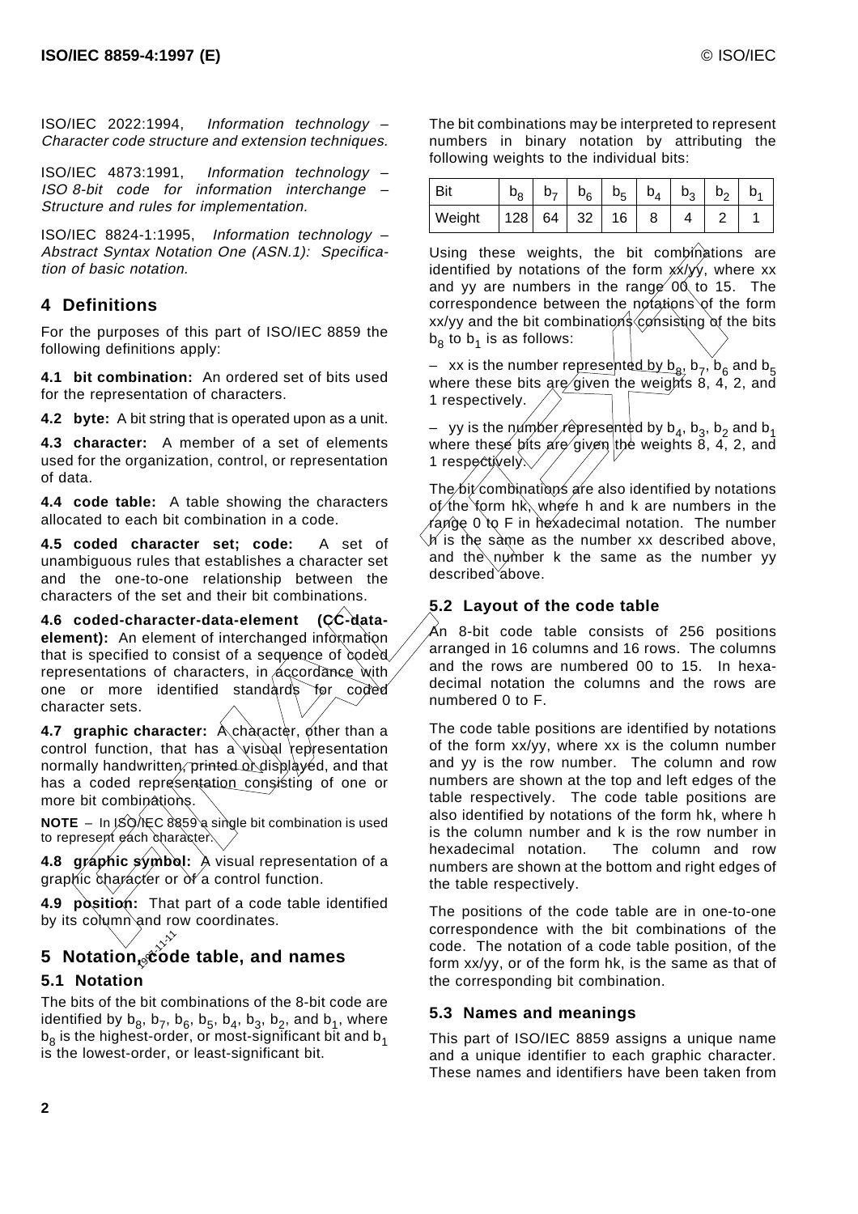ISO/IEC 2022:1994, *Information technology – Character code structure and extension techniques.*

ISO/IEC 4873:1991, *Information technology – ISO 8-bit code for information interchange – Structure and rules for implementation.*

ISO/IEC 8824-1:1995, *Information technology – Abstract Syntax Notation One (ASN.1): Specification of basic notation.*

## 4 Definitions

For the purposes of this part of ISO/IEC 8859 the following definitions apply:

**4.1 bit combination:** An ordered set of bits used for the representation of characters.

**4.2 byte:** A bit string that is operated upon as a unit.

**4.3 character:** A member of a set of elements used for the organization, control, or representation of data.

**4.4 code table:** A table showing the characters allocated to each bit combination in a code.

**4.5 coded character set; code:** A set of unambiguous rules that establishes a character set and the one-to-one relationship between the characters of the set and their bit combinations.

**4.6 coded-character-data-element (CC-data-element):** An element of interchanged information that is specified to consist of a sequence of coded representations of characters, in accordance with one or more identified standards for coded character sets.

**4.7 graphic character:** A character, other than a control function, that has a visual representation normally handwritten, printed or displayed, and that has a coded representation consisting of one or more bit combinations.

**NOTE** – In ISO/IEC 8859 a single bit combination is used to represent each character.

**4.8 graphic symbol:** A visual representation of a graphic character or of a control function.

**4.9 position:** That part of a code table identified by its column and row coordinates.

## 5 Notation, code table, and names

### 5.1 Notation

The bits of the bit combinations of the 8-bit code are identified by $b_8$, $b_7$, $b_6$, $b_5$, $b_4$, $b_3$, $b_2$, and $b_1$, where $b_8$ is the highest-order, or most-significant bit and $b_1$ is the lowest-order, or least-significant bit.

The bit combinations may be interpreted to represent numbers in binary notation by attributing the following weights to the individual bits:

| Bit | $b_8$ | $b_7$ | $b_6$ | $b_5$ | $b_4$ | $b_3$ | $b_2$ | $b_1$ |
|---|---|---|---|---|---|---|---|---|
| Weight | 128 | 64 | 32 | 16 | 8 | 4 | 2 | 1 |

Using these weights, the bit combinations are identified by notations of the form xx/yy, where xx and yy are numbers in the range 00 to 15. The correspondence between the notations of the form xx/yy and the bit combinations consisting of the bits $b_8$ to $b_1$ is as follows:

– xx is the number represented by $b_8$, $b_7$, $b_6$ and $b_5$ where these bits are given the weights 8, 4, 2, and 1 respectively.

– yy is the number represented by $b_4$, $b_3$, $b_2$ and $b_1$ where these bits are given the weights 8, 4, 2, and 1 respectively.

The bit combinations are also identified by notations of the form hk, where h and k are numbers in the range 0 to F in hexadecimal notation. The number h is the same as the number xx described above, and the number k the same as the number yy described above.

### 5.2 Layout of the code table

An 8-bit code table consists of 256 positions arranged in 16 columns and 16 rows. The columns and the rows are numbered 00 to 15. In hexadecimal notation the columns and the rows are numbered 0 to F.

The code table positions are identified by notations of the form xx/yy, where xx is the column number and yy is the row number. The column and row numbers are shown at the top and left edges of the table respectively. The code table positions are also identified by notations of the form hk, where h is the column number and k is the row number in hexadecimal notation. The column and row numbers are shown at the bottom and right edges of the table respectively.

The positions of the code table are in one-to-one correspondence with the bit combinations of the code. The notation of a code table position, of the form xx/yy, or of the form hk, is the same as that of the corresponding bit combination.

### 5.3 Names and meanings

This part of ISO/IEC 8859 assigns a unique name and a unique identifier to each graphic character. These names and identifiers have been taken from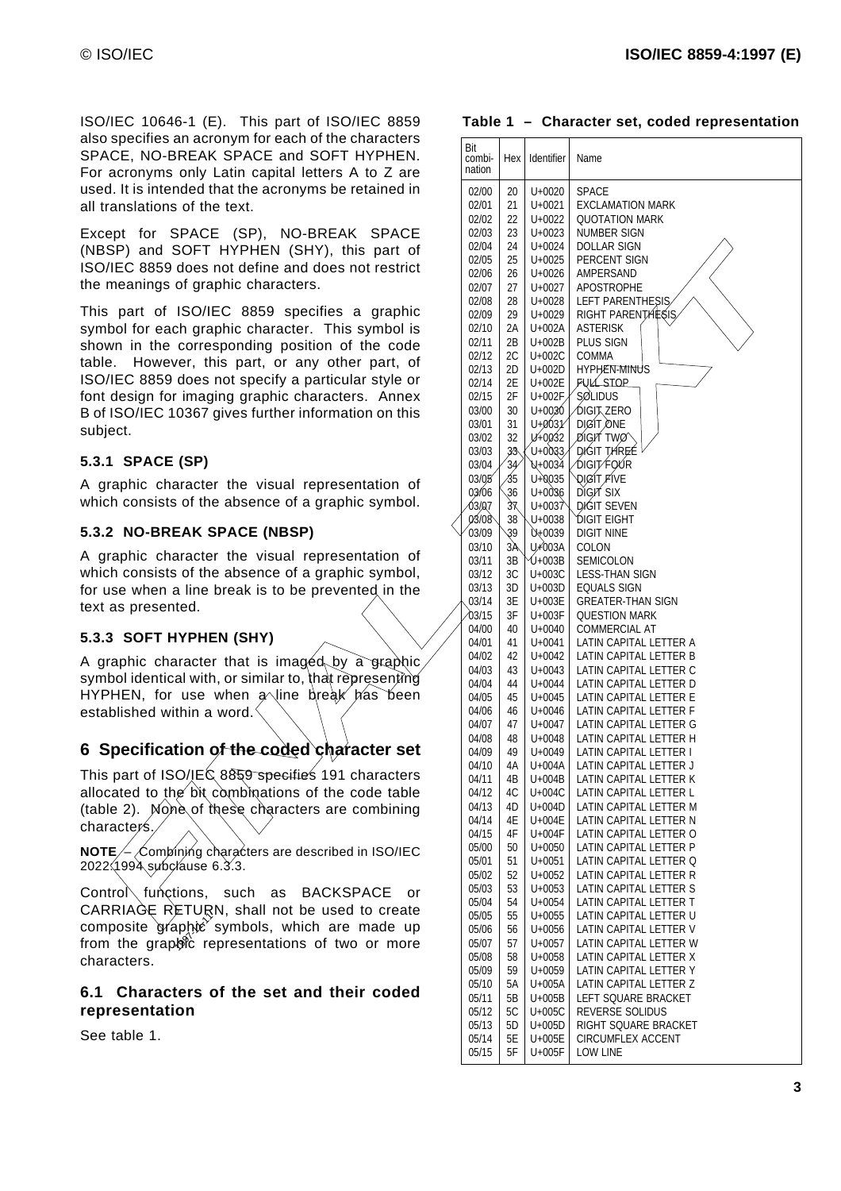ISO/IEC 10646-1 (E). This part of ISO/IEC 8859 also specifies an acronym for each of the characters SPACE, NO-BREAK SPACE and SOFT HYPHEN. For acronyms only Latin capital letters A to Z are used. It is intended that the acronyms be retained in all translations of the text.

Except for SPACE (SP), NO-BREAK SPACE (NBSP) and SOFT HYPHEN (SHY), this part of ISO/IEC 8859 does not define and does not restrict the meanings of graphic characters.

This part of ISO/IEC 8859 specifies a graphic symbol for each graphic character. This symbol is shown in the corresponding position of the code table. However, this part, or any other part, of ISO/IEC 8859 does not specify a particular style or font design for imaging graphic characters. Annex B of ISO/IEC 10367 gives further information on this subject.

### 5.3.1 SPACE (SP)

A graphic character the visual representation of which consists of the absence of a graphic symbol.

### 5.3.2 NO-BREAK SPACE (NBSP)

A graphic character the visual representation of which consists of the absence of a graphic symbol, for use when a line break is to be prevented in the text as presented.

### 5.3.3 SOFT HYPHEN (SHY)

A graphic character that is imaged by a graphic symbol identical with, or similar to, that representing HYPHEN, for use when a line break has been established within a word.

## 6 Specification of the coded character set

This part of ISO/IEC 8859 specifies 191 characters allocated to the bit combinations of the code table (table 2). None of these characters are combining characters.

**NOTE** – Combining characters are described in ISO/IEC 2022:1994 subclause 6.3.3.

Control functions, such as BACKSPACE or CARRIAGE RETURN, shall not be used to create composite graphic symbols, which are made up from the graphic representations of two or more characters.

### 6.1 Characters of the set and their coded representation

See table 1.

**Table 1 – Character set, coded representation**

| Bit combination | Hex | Identifier | Name |
|---|---|---|---|
| 02/00 | 20 | U+0020 | SPACE |
| 02/01 | 21 | U+0021 | EXCLAMATION MARK |
| 02/02 | 22 | U+0022 | QUOTATION MARK |
| 02/03 | 23 | U+0023 | NUMBER SIGN |
| 02/04 | 24 | U+0024 | DOLLAR SIGN |
| 02/05 | 25 | U+0025 | PERCENT SIGN |
| 02/06 | 26 | U+0026 | AMPERSAND |
| 02/07 | 27 | U+0027 | APOSTROPHE |
| 02/08 | 28 | U+0028 | LEFT PARENTHESIS |
| 02/09 | 29 | U+0029 | RIGHT PARENTHESIS |
| 02/10 | 2A | U+002A | ASTERISK |
| 02/11 | 2B | U+002B | PLUS SIGN |
| 02/12 | 2C | U+002C | COMMA |
| 02/13 | 2D | U+002D | HYPHEN-MINUS |
| 02/14 | 2E | U+002E | FULL STOP |
| 02/15 | 2F | U+002F | SOLIDUS |
| 03/00 | 30 | U+0030 | DIGIT ZERO |
| 03/01 | 31 | U+0031 | DIGIT ONE |
| 03/02 | 32 | U+0032 | DIGIT TWO |
| 03/03 | 33 | U+0033 | DIGIT THREE |
| 03/04 | 34 | U+0034 | DIGIT FOUR |
| 03/05 | 35 | U+0035 | DIGIT FIVE |
| 03/06 | 36 | U+0036 | DIGIT SIX |
| 03/07 | 37 | U+0037 | DIGIT SEVEN |
| 03/08 | 38 | U+0038 | DIGIT EIGHT |
| 03/09 | 39 | U+0039 | DIGIT NINE |
| 03/10 | 3A | U+003A | COLON |
| 03/11 | 3B | U+003B | SEMICOLON |
| 03/12 | 3C | U+003C | LESS-THAN SIGN |
| 03/13 | 3D | U+003D | EQUALS SIGN |
| 03/14 | 3E | U+003E | GREATER-THAN SIGN |
| 03/15 | 3F | U+003F | QUESTION MARK |
| 04/00 | 40 | U+0040 | COMMERCIAL AT |
| 04/01 | 41 | U+0041 | LATIN CAPITAL LETTER A |
| 04/02 | 42 | U+0042 | LATIN CAPITAL LETTER B |
| 04/03 | 43 | U+0043 | LATIN CAPITAL LETTER C |
| 04/04 | 44 | U+0044 | LATIN CAPITAL LETTER D |
| 04/05 | 45 | U+0045 | LATIN CAPITAL LETTER E |
| 04/06 | 46 | U+0046 | LATIN CAPITAL LETTER F |
| 04/07 | 47 | U+0047 | LATIN CAPITAL LETTER G |
| 04/08 | 48 | U+0048 | LATIN CAPITAL LETTER H |
| 04/09 | 49 | U+0049 | LATIN CAPITAL LETTER I |
| 04/10 | 4A | U+004A | LATIN CAPITAL LETTER J |
| 04/11 | 4B | U+004B | LATIN CAPITAL LETTER K |
| 04/12 | 4C | U+004C | LATIN CAPITAL LETTER L |
| 04/13 | 4D | U+004D | LATIN CAPITAL LETTER M |
| 04/14 | 4E | U+004E | LATIN CAPITAL LETTER N |
| 04/15 | 4F | U+004F | LATIN CAPITAL LETTER O |
| 05/00 | 50 | U+0050 | LATIN CAPITAL LETTER P |
| 05/01 | 51 | U+0051 | LATIN CAPITAL LETTER Q |
| 05/02 | 52 | U+0052 | LATIN CAPITAL LETTER R |
| 05/03 | 53 | U+0053 | LATIN CAPITAL LETTER S |
| 05/04 | 54 | U+0054 | LATIN CAPITAL LETTER T |
| 05/05 | 55 | U+0055 | LATIN CAPITAL LETTER U |
| 05/06 | 56 | U+0056 | LATIN CAPITAL LETTER V |
| 05/07 | 57 | U+0057 | LATIN CAPITAL LETTER W |
| 05/08 | 58 | U+0058 | LATIN CAPITAL LETTER X |
| 05/09 | 59 | U+0059 | LATIN CAPITAL LETTER Y |
| 05/10 | 5A | U+005A | LATIN CAPITAL LETTER Z |
| 05/11 | 5B | U+005B | LEFT SQUARE BRACKET |
| 05/12 | 5C | U+005C | REVERSE SOLIDUS |
| 05/13 | 5D | U+005D | RIGHT SQUARE BRACKET |
| 05/14 | 5E | U+005E | CIRCUMFLEX ACCENT |
| 05/15 | 5F | U+005F | LOW LINE |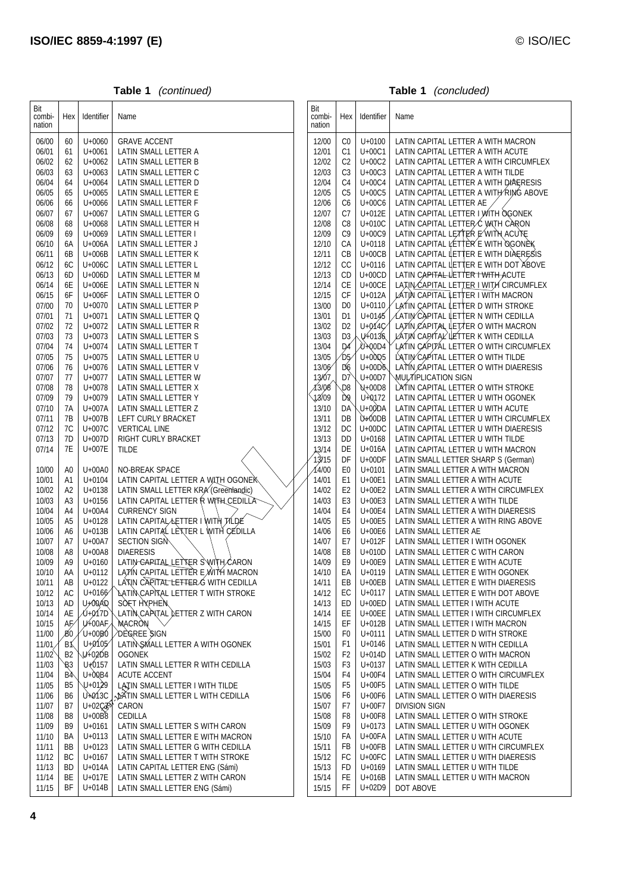**Table 1** *(continued)*

| Bit combi-nation | Hex | Identifier | Name |
|---|---|---|---|
| 06/00 | 60 | U+0060 | GRAVE ACCENT |
| 06/01 | 61 | U+0061 | LATIN SMALL LETTER A |
| 06/02 | 62 | U+0062 | LATIN SMALL LETTER B |
| 06/03 | 63 | U+0063 | LATIN SMALL LETTER C |
| 06/04 | 64 | U+0064 | LATIN SMALL LETTER D |
| 06/05 | 65 | U+0065 | LATIN SMALL LETTER E |
| 06/06 | 66 | U+0066 | LATIN SMALL LETTER F |
| 06/07 | 67 | U+0067 | LATIN SMALL LETTER G |
| 06/08 | 68 | U+0068 | LATIN SMALL LETTER H |
| 06/09 | 69 | U+0069 | LATIN SMALL LETTER I |
| 06/10 | 6A | U+006A | LATIN SMALL LETTER J |
| 06/11 | 6B | U+006B | LATIN SMALL LETTER K |
| 06/12 | 6C | U+006C | LATIN SMALL LETTER L |
| 06/13 | 6D | U+006D | LATIN SMALL LETTER M |
| 06/14 | 6E | U+006E | LATIN SMALL LETTER N |
| 06/15 | 6F | U+006F | LATIN SMALL LETTER O |
| 07/00 | 70 | U+0070 | LATIN SMALL LETTER P |
| 07/01 | 71 | U+0071 | LATIN SMALL LETTER Q |
| 07/02 | 72 | U+0072 | LATIN SMALL LETTER R |
| 07/03 | 73 | U+0073 | LATIN SMALL LETTER S |
| 07/04 | 74 | U+0074 | LATIN SMALL LETTER T |
| 07/05 | 75 | U+0075 | LATIN SMALL LETTER U |
| 07/06 | 76 | U+0076 | LATIN SMALL LETTER V |
| 07/07 | 77 | U+0077 | LATIN SMALL LETTER W |
| 07/08 | 78 | U+0078 | LATIN SMALL LETTER X |
| 07/09 | 79 | U+0079 | LATIN SMALL LETTER Y |
| 07/10 | 7A | U+007A | LATIN SMALL LETTER Z |
| 07/11 | 7B | U+007B | LEFT CURLY BRACKET |
| 07/12 | 7C | U+007C | VERTICAL LINE |
| 07/13 | 7D | U+007D | RIGHT CURLY BRACKET |
| 07/14 | 7E | U+007E | TILDE |
| 10/00 | A0 | U+00A0 | NO-BREAK SPACE |
| 10/01 | A1 | U+0104 | LATIN CAPITAL LETTER A WITH OGONEK |
| 10/02 | A2 | U+0138 | LATIN SMALL LETTER KRA (Greenlandic) |
| 10/03 | A3 | U+0156 | LATIN CAPITAL LETTER R WITH CEDILLA |
| 10/04 | A4 | U+00A4 | CURRENCY SIGN |
| 10/05 | A5 | U+0128 | LATIN CAPITAL LETTER I WITH TILDE |
| 10/06 | A6 | U+013B | LATIN CAPITAL LETTER L WITH CEDILLA |
| 10/07 | A7 | U+00A7 | SECTION SIGN |
| 10/08 | A8 | U+00A8 | DIAERESIS |
| 10/09 | A9 | U+0160 | LATIN CAPITAL LETTER S WITH CARON |
| 10/10 | AA | U+0112 | LATIN CAPITAL LETTER E WITH MACRON |
| 10/11 | AB | U+0122 | LATIN CAPITAL LETTER G WITH CEDILLA |
| 10/12 | AC | U+0166 | LATIN CAPITAL LETTER T WITH STROKE |
| 10/13 | AD | U+00AD | SOFT HYPHEN |
| 10/14 | AE | U+017D | LATIN CAPITAL LETTER Z WITH CARON |
| 10/15 | AF | U+00AF | MACRON |
| 11/00 | B0 | U+00B0 | DEGREE SIGN |
| 11/01 | B1 | U+0105 | LATIN SMALL LETTER A WITH OGONEK |
| 11/02 | B2 | U+02DB | OGONEK |
| 11/03 | B3 | U+0157 | LATIN SMALL LETTER R WITH CEDILLA |
| 11/04 | B4 | U+00B4 | ACUTE ACCENT |
| 11/05 | B5 | U+0129 | LATIN SMALL LETTER I WITH TILDE |
| 11/06 | B6 | U+013C | LATIN SMALL LETTER L WITH CEDILLA |
| 11/07 | B7 | U+02C7 | CARON |
| 11/08 | B8 | U+00B8 | CEDILLA |
| 11/09 | B9 | U+0161 | LATIN SMALL LETTER S WITH CARON |
| 11/10 | BA | U+0113 | LATIN SMALL LETTER E WITH MACRON |
| 11/11 | BB | U+0123 | LATIN SMALL LETTER G WITH CEDILLA |
| 11/12 | BC | U+0167 | LATIN SMALL LETTER T WITH STROKE |
| 11/13 | BD | U+014A | LATIN CAPITAL LETTER ENG (Sámi) |
| 11/14 | BE | U+017E | LATIN SMALL LETTER Z WITH CARON |
| 11/15 | BF | U+014B | LATIN SMALL LETTER ENG (Sámi) |

**Table 1** *(concluded)*

| Bit combi-nation | Hex | Identifier | Name |
|---|---|---|---|
| 12/00 | C0 | U+0100 | LATIN CAPITAL LETTER A WITH MACRON |
| 12/01 | C1 | U+00C1 | LATIN CAPITAL LETTER A WITH ACUTE |
| 12/02 | C2 | U+00C2 | LATIN CAPITAL LETTER A WITH CIRCUMFLEX |
| 12/03 | C3 | U+00C3 | LATIN CAPITAL LETTER A WITH TILDE |
| 12/04 | C4 | U+00C4 | LATIN CAPITAL LETTER A WITH DIAERESIS |
| 12/05 | C5 | U+00C5 | LATIN CAPITAL LETTER A WITH RING ABOVE |
| 12/06 | C6 | U+00C6 | LATIN CAPITAL LETTER AE |
| 12/07 | C7 | U+012E | LATIN CAPITAL LETTER I WITH OGONEK |
| 12/08 | C8 | U+010C | LATIN CAPITAL LETTER C WITH CARON |
| 12/09 | C9 | U+00C9 | LATIN CAPITAL LETTER E WITH ACUTE |
| 12/10 | CA | U+0118 | LATIN CAPITAL LETTER E WITH OGONEK |
| 12/11 | CB | U+00CB | LATIN CAPITAL LETTER E WITH DIAERESIS |
| 12/12 | CC | U+0116 | LATIN CAPITAL LETTER E WITH DOT ABOVE |
| 12/13 | CD | U+00CD | LATIN CAPITAL LETTER I WITH ACUTE |
| 12/14 | CE | U+00CE | LATIN CAPITAL LETTER I WITH CIRCUMFLEX |
| 12/15 | CF | U+012A | LATIN CAPITAL LETTER I WITH MACRON |
| 13/00 | D0 | U+0110 | LATIN CAPITAL LETTER D WITH STROKE |
| 13/01 | D1 | U+0145 | LATIN CAPITAL LETTER N WITH CEDILLA |
| 13/02 | D2 | U+014C | LATIN CAPITAL LETTER O WITH MACRON |
| 13/03 | D3 | U+0136 | LATIN CAPITAL LETTER K WITH CEDILLA |
| 13/04 | D4 | U+00D4 | LATIN CAPITAL LETTER O WITH CIRCUMFLEX |
| 13/05 | D5 | U+00D5 | LATIN CAPITAL LETTER O WITH TILDE |
| 13/06 | D6 | U+00D6 | LATIN CAPITAL LETTER O WITH DIAERESIS |
| 13/07 | D7 | U+00D7 | MULTIPLICATION SIGN |
| 13/08 | D8 | U+00D8 | LATIN CAPITAL LETTER O WITH STROKE |
| 13/09 | D9 | U+0172 | LATIN CAPITAL LETTER U WITH OGONEK |
| 13/10 | DA | U+00DA | LATIN CAPITAL LETTER U WITH ACUTE |
| 13/11 | DB | U+00DB | LATIN CAPITAL LETTER U WITH CIRCUMFLEX |
| 13/12 | DC | U+00DC | LATIN CAPITAL LETTER U WITH DIAERESIS |
| 13/13 | DD | U+0168 | LATIN CAPITAL LETTER U WITH TILDE |
| 13/14 | DE | U+016A | LATIN CAPITAL LETTER U WITH MACRON |
| 13/15 | DF | U+00DF | LATIN SMALL LETTER SHARP S (German) |
| 14/00 | E0 | U+0101 | LATIN SMALL LETTER A WITH MACRON |
| 14/01 | E1 | U+00E1 | LATIN SMALL LETTER A WITH ACUTE |
| 14/02 | E2 | U+00E2 | LATIN SMALL LETTER A WITH CIRCUMFLEX |
| 14/03 | E3 | U+00E3 | LATIN SMALL LETTER A WITH TILDE |
| 14/04 | E4 | U+00E4 | LATIN SMALL LETTER A WITH DIAERESIS |
| 14/05 | E5 | U+00E5 | LATIN SMALL LETTER A WITH RING ABOVE |
| 14/06 | E6 | U+00E6 | LATIN SMALL LETTER AE |
| 14/07 | E7 | U+012F | LATIN SMALL LETTER I WITH OGONEK |
| 14/08 | E8 | U+010D | LATIN SMALL LETTER C WITH CARON |
| 14/09 | E9 | U+00E9 | LATIN SMALL LETTER E WITH ACUTE |
| 14/10 | EA | U+0119 | LATIN SMALL LETTER E WITH OGONEK |
| 14/11 | EB | U+00EB | LATIN SMALL LETTER E WITH DIAERESIS |
| 14/12 | EC | U+0117 | LATIN SMALL LETTER E WITH DOT ABOVE |
| 14/13 | ED | U+00ED | LATIN SMALL LETTER I WITH ACUTE |
| 14/14 | EE | U+00EE | LATIN SMALL LETTER I WITH CIRCUMFLEX |
| 14/15 | EF | U+012B | LATIN SMALL LETTER I WITH MACRON |
| 15/00 | F0 | U+0111 | LATIN SMALL LETTER D WITH STROKE |
| 15/01 | F1 | U+0146 | LATIN SMALL LETTER N WITH CEDILLA |
| 15/02 | F2 | U+014D | LATIN SMALL LETTER O WITH MACRON |
| 15/03 | F3 | U+0137 | LATIN SMALL LETTER K WITH CEDILLA |
| 15/04 | F4 | U+00F4 | LATIN SMALL LETTER O WITH CIRCUMFLEX |
| 15/05 | F5 | U+00F5 | LATIN SMALL LETTER O WITH TILDE |
| 15/06 | F6 | U+00F6 | LATIN SMALL LETTER O WITH DIAERESIS |
| 15/07 | F7 | U+00F7 | DIVISION SIGN |
| 15/08 | F8 | U+00F8 | LATIN SMALL LETTER O WITH STROKE |
| 15/09 | F9 | U+0173 | LATIN SMALL LETTER U WITH OGONEK |
| 15/10 | FA | U+00FA | LATIN SMALL LETTER U WITH ACUTE |
| 15/11 | FB | U+00FB | LATIN SMALL LETTER U WITH CIRCUMFLEX |
| 15/12 | FC | U+00FC | LATIN SMALL LETTER U WITH DIAERESIS |
| 15/13 | FD | U+0169 | LATIN SMALL LETTER U WITH TILDE |
| 15/14 | FE | U+016B | LATIN SMALL LETTER U WITH MACRON |
| 15/15 | FF | U+02D9 | DOT ABOVE |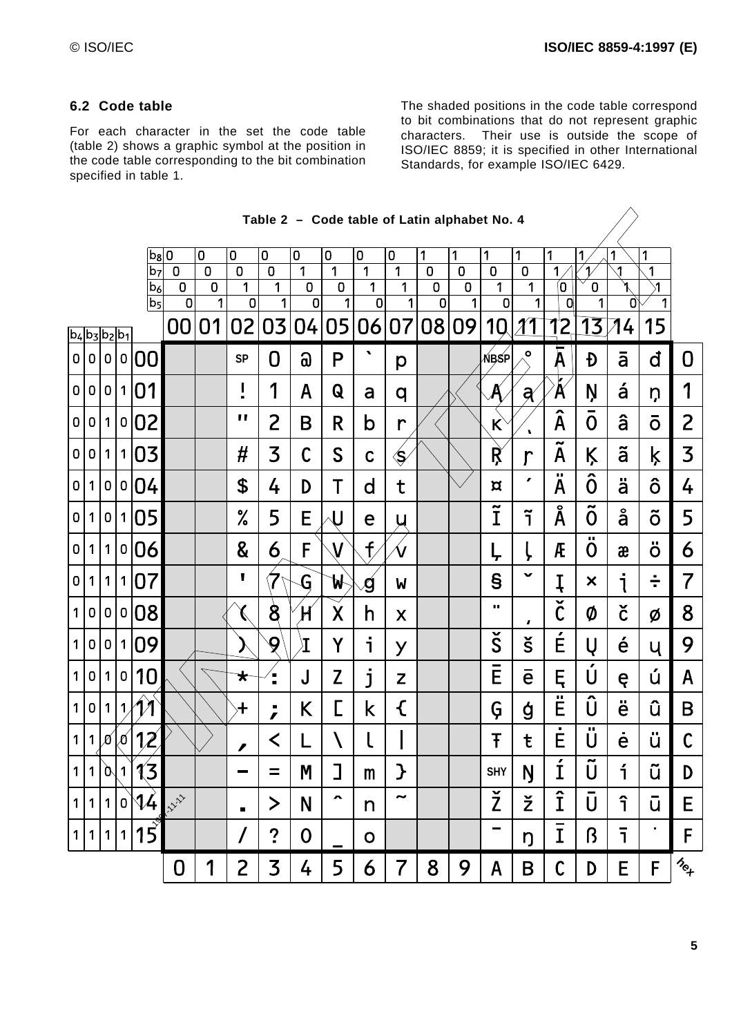### 6.2 Code table

For each character in the set the code table (table 2) shows a graphic symbol at the position in the code table corresponding to the bit combination specified in table 1.

The shaded positions in the code table correspond to bit combinations that do not represent graphic characters. Their use is outside the scope of ISO/IEC 8859; it is specified in other International Standards, for example ISO/IEC 6429.

**Table 2 – Code table of Latin alphabet No. 4**

| b8 | | | | | 0 | 0 | 0 | 0 | 0 | 0 | 0 | 0 | 1 | 1 | 1 | 1 | 1 | 1 | 1 | 1 | |
|---|---|---|---|---|---|---|---|---|---|---|---|---|---|---|---|---|---|---|---|---|---|
| b7 | | | | | 0 | 0 | 0 | 0 | 1 | 1 | 1 | 1 | 0 | 0 | 0 | 0 | 1 | 1 | 1 | 1 | |
| b6 | | | | | 0 | 0 | 1 | 1 | 0 | 0 | 1 | 1 | 0 | 0 | 1 | 1 | 0 | 0 | 1 | 1 | |
| b5 | | | | | 0 | 1 | 0 | 1 | 0 | 1 | 0 | 1 | 0 | 1 | 0 | 1 | 0 | 1 | 0 | 1 | |
| b4 | b3 | b2 | b1 | | 00 | 01 | 02 | 03 | 04 | 05 | 06 | 07 | 08 | 09 | 10 | 11 | 12 | 13 | 14 | 15 | |
| 0 | 0 | 0 | 0 | 00 | | | SP | 0 | @ | P | ` | p | | | NBSP | ° | Ā | Đ | ā | đ | 0 |
| 0 | 0 | 0 | 1 | 01 | | | ! | 1 | A | Q | a | q | | | Ą | ą | Á | Ņ | á | ņ | 1 |
| 0 | 0 | 1 | 0 | 02 | | | " | 2 | B | R | b | r | | | ĸ | ˛ | Â | Ō | â | ō | 2 |
| 0 | 0 | 1 | 1 | 03 | | | # | 3 | C | S | c | s | | | Ŗ | ŗ | Ã | Ķ | ã | ķ | 3 |
| 0 | 1 | 0 | 0 | 04 | | | $ | 4 | D | T | d | t | | | ¤ | ´ | Ä | Ô | ä | ô | 4 |
| 0 | 1 | 0 | 1 | 05 | | | % | 5 | E | U | e | u | | | Ĩ | ĩ | Å | Õ | å | õ | 5 |
| 0 | 1 | 1 | 0 | 06 | | | & | 6 | F | V | f | v | | | Ļ | ļ | Æ | Ö | æ | ö | 6 |
| 0 | 1 | 1 | 1 | 07 | | | ' | 7 | G | W | g | w | | | § | ˇ | Į | × | į | ÷ | 7 |
| 1 | 0 | 0 | 0 | 08 | | | ( | 8 | H | X | h | x | | | ¨ | ¸ | Č | Ø | č | ø | 8 |
| 1 | 0 | 0 | 1 | 09 | | | ) | 9 | I | Y | i | y | | | Š | š | É | Ų | é | ų | 9 |
| 1 | 0 | 1 | 0 | 10 | | | * | : | J | Z | j | z | | | Ē | ē | Ę | Ú | ę | ú | A |
| 1 | 0 | 1 | 1 | 11 | | | + | ; | K | [ | k | { | | | Ģ | ģ | Ë | Û | ë | û | B |
| 1 | 1 | 0 | 0 | 12 | | | , | < | L | \ | l | \| | | | Ŧ | ŧ | Ė | Ü | ė | ü | C |
| 1 | 1 | 0 | 1 | 13 | | | - | = | M | ] | m | } | | | SHY | Ŋ | Í | Ũ | í | ũ | D |
| 1 | 1 | 1 | 0 | 14 | | | . | > | N | ^ | n | ~ | | | Ž | ž | Î | Ū | î | ū | E |
| 1 | 1 | 1 | 1 | 15 | | | / | ? | O | _ | o | | | | ¯ | ŋ | Ī | ß | ī | ˙ | F |
| | | | | | 0 | 1 | 2 | 3 | 4 | 5 | 6 | 7 | 8 | 9 | A | B | C | D | E | F | hex |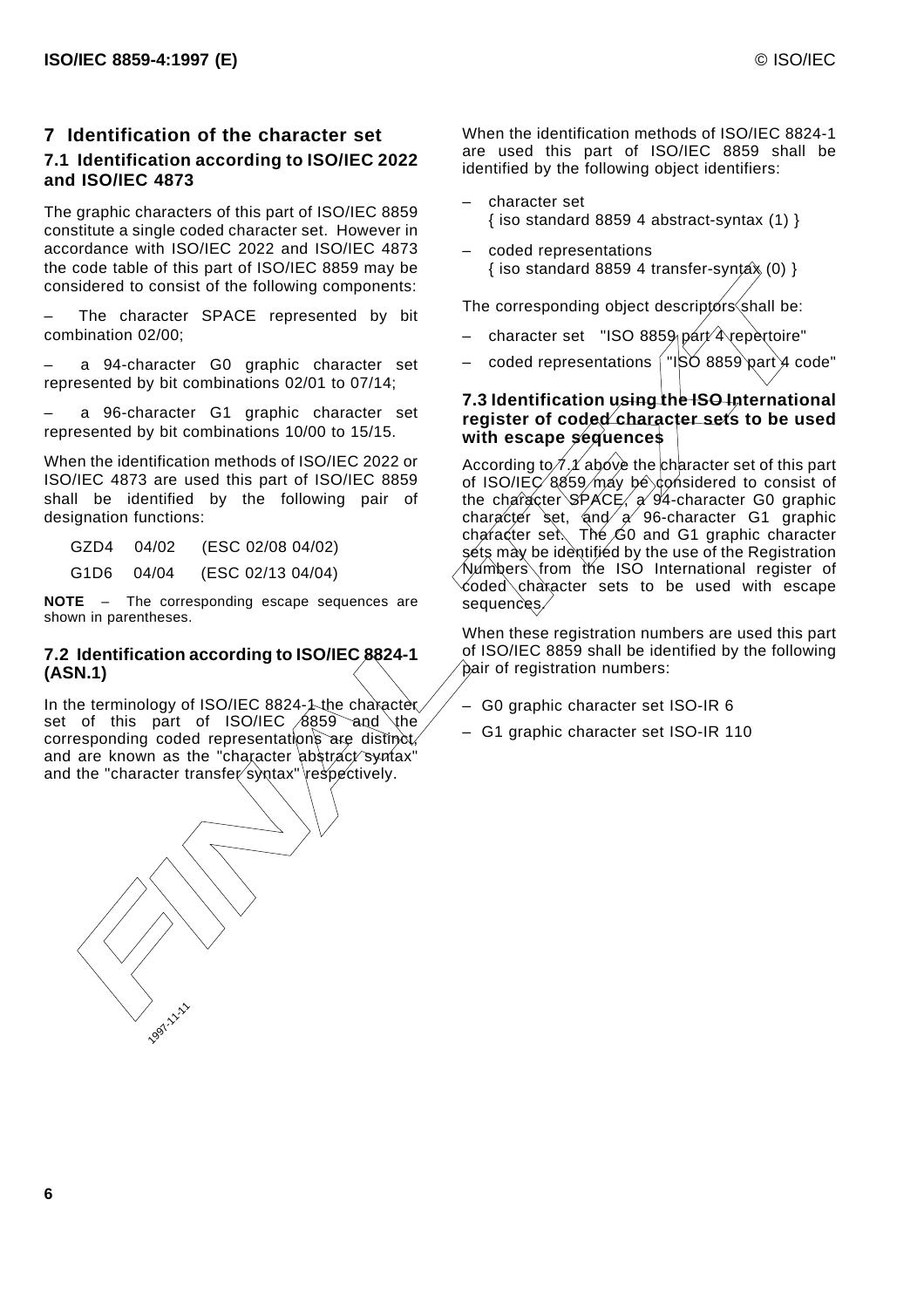## 7 Identification of the character set

### 7.1 Identification according to ISO/IEC 2022 and ISO/IEC 4873

The graphic characters of this part of ISO/IEC 8859 constitute a single coded character set. However in accordance with ISO/IEC 2022 and ISO/IEC 4873 the code table of this part of ISO/IEC 8859 may be considered to consist of the following components:

– The character SPACE represented by bit combination 02/00;

– a 94-character G0 graphic character set represented by bit combinations 02/01 to 07/14;

– a 96-character G1 graphic character set represented by bit combinations 10/00 to 15/15.

When the identification methods of ISO/IEC 2022 or ISO/IEC 4873 are used this part of ISO/IEC 8859 shall be identified by the following pair of designation functions:

| | | |
|---|---|---|
| GZD4 | 04/02 | (ESC 02/08 04/02) |
| G1D6 | 04/04 | (ESC 02/13 04/04) |

**NOTE** – The corresponding escape sequences are shown in parentheses.

### 7.2 Identification according to ISO/IEC 8824-1 (ASN.1)

In the terminology of ISO/IEC 8824-1 the character set of this part of ISO/IEC 8859 and the corresponding coded representations are distinct, and are known as the "character abstract syntax" and the "character transfer syntax" respectively.

When the identification methods of ISO/IEC 8824-1 are used this part of ISO/IEC 8859 shall be identified by the following object identifiers:

– character set
{ iso standard 8859 4 abstract-syntax (1) }

– coded representations
{ iso standard 8859 4 transfer-syntax (0) }

The corresponding object descriptors shall be:

– character set "ISO 8859 part 4 repertoire"

– coded representations "ISO 8859 part 4 code"

### 7.3 Identification using the ISO International register of coded character sets to be used with escape sequences

According to 7.1 above the character set of this part of ISO/IEC 8859 may be considered to consist of the character SPACE, a 94-character G0 graphic character set, and a 96-character G1 graphic character set. The G0 and G1 graphic character sets may be identified by the use of the Registration Numbers from the ISO International register of coded character sets to be used with escape sequences.

When these registration numbers are used this part of ISO/IEC 8859 shall be identified by the following pair of registration numbers:

– G0 graphic character set ISO-IR 6

– G1 graphic character set ISO-IR 110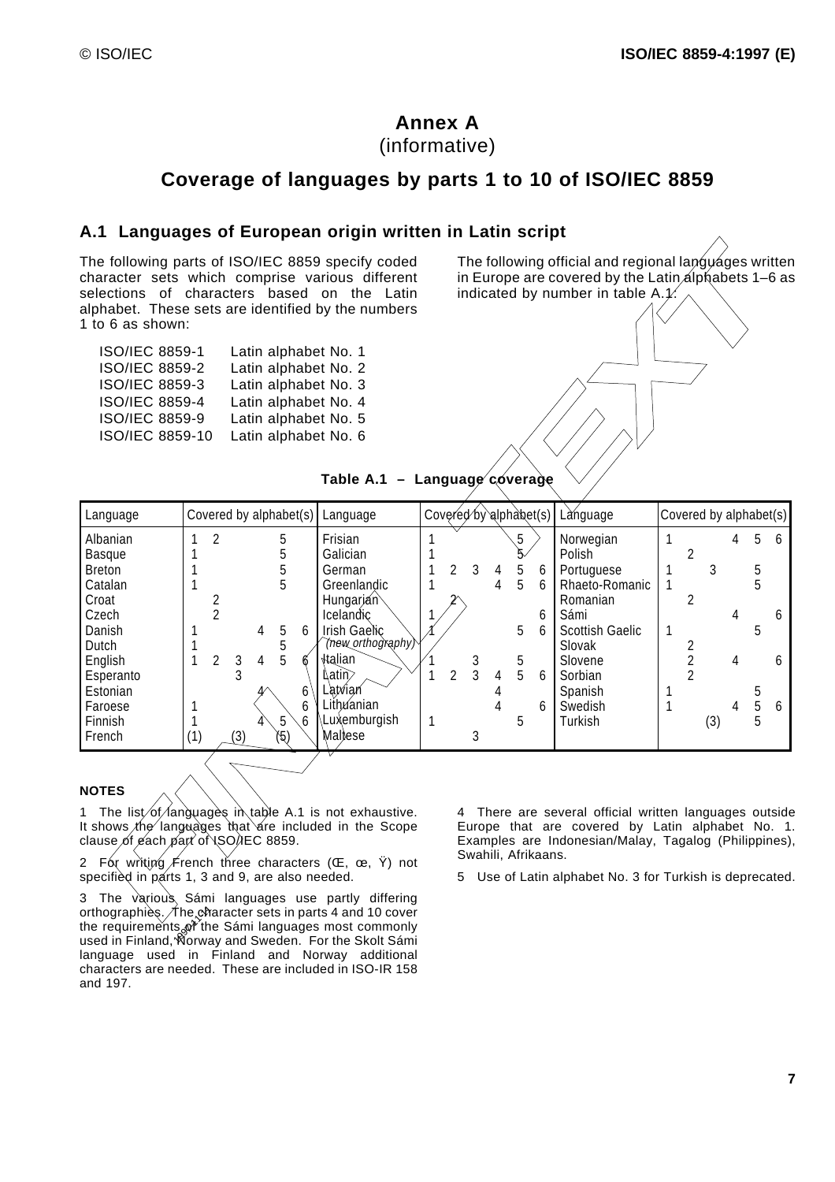# Annex A
(informative)

# Coverage of languages by parts 1 to 10 of ISO/IEC 8859

## A.1 Languages of European origin written in Latin script

The following parts of ISO/IEC 8859 specify coded character sets which comprise various different selections of characters based on the Latin alphabet. These sets are identified by the numbers 1 to 6 as shown:

| | |
|---|---|
| ISO/IEC 8859-1 | Latin alphabet No. 1 |
| ISO/IEC 8859-2 | Latin alphabet No. 2 |
| ISO/IEC 8859-3 | Latin alphabet No. 3 |
| ISO/IEC 8859-4 | Latin alphabet No. 4 |
| ISO/IEC 8859-9 | Latin alphabet No. 5 |
| ISO/IEC 8859-10 | Latin alphabet No. 6 |

The following official and regional languages written in Europe are covered by the Latin alphabets 1–6 as indicated by number in table A.1.

**Table A.1 – Language coverage**

| Language | Covered by alphabet(s) | | | | | | Language | Covered by alphabet(s) | | | | | | Language | Covered by alphabet(s) | | | | | |
|---|---|---|---|---|---|---|---|---|---|---|---|---|---|---|---|---|---|---|---|---|
| Albanian | 1 | 2 | | | 5 | | Frisian | 1 | | | | 5 | | Norwegian | 1 | | | 4 | 5 | 6 |
| Basque | 1 | | | | 5 | | Galician | 1 | | | | 5 | | Polish | | 2 | | | | |
| Breton | 1 | | | | 5 | | German | 1 | 2 | 3 | 4 | 5 | 6 | Portuguese | 1 | | 3 | | 5 | |
| Catalan | 1 | | | | 5 | | Greenlandic | 1 | | | 4 | 5 | 6 | Rhaeto-Romanic | 1 | | | | 5 | |
| Croat | | 2 | | | | | Hungarian | | 2 | | | | | Romanian | | 2 | | | | |
| Czech | | 2 | | | | | Icelandic | 1 | | | | | 6 | Sámi | | | | 4 | | 6 |
| Danish | 1 | | | 4 | 5 | 6 | Irish Gaelic | 1 | | | | 5 | 6 | Scottish Gaelic | 1 | | | | 5 | |
| Dutch | 1 | | | | 5 | | *(new orthography)* | | | | | | | Slovak | | 2 | | | | |
| English | 1 | 2 | 3 | 4 | 5 | 6 | Italian | 1 | | 3 | | 5 | | Slovene | | 2 | | 4 | | 6 |
| Esperanto | | | 3 | | | | Latin | 1 | 2 | 3 | 4 | 5 | 6 | Sorbian | | 2 | | | | |
| Estonian | | | | 4 | | 6 | Latvian | | | | 4 | | | Spanish | 1 | | | | 5 | |
| Faroese | 1 | | | | | 6 | Lithuanian | | | | 4 | | 6 | Swedish | 1 | | | 4 | 5 | 6 |
| Finnish | 1 | | | 4 | 5 | 6 | Luxemburgish | 1 | | | | 5 | | Turkish | | | (3) | | 5 | |
| French | (1) | | (3) | | (5) | | Maltese | | | 3 | | | | | | | | | | |

**NOTES**

1 The list of languages in table A.1 is not exhaustive. It shows the languages that are included in the Scope clause of each part of ISO/IEC 8859.

2 For writing French three characters (Œ, œ, Ÿ) not specified in parts 1, 3 and 9, are also needed.

3 The various Sámi languages use partly differing orthographies. The character sets in parts 4 and 10 cover the requirements of the Sámi languages most commonly used in Finland, Norway and Sweden. For the Skolt Sámi language used in Finland and Norway additional characters are needed. These are included in ISO-IR 158 and 197.

4 There are several official written languages outside Europe that are covered by Latin alphabet No. 1. Examples are Indonesian/Malay, Tagalog (Philippines), Swahili, Afrikaans.

5 Use of Latin alphabet No. 3 for Turkish is deprecated.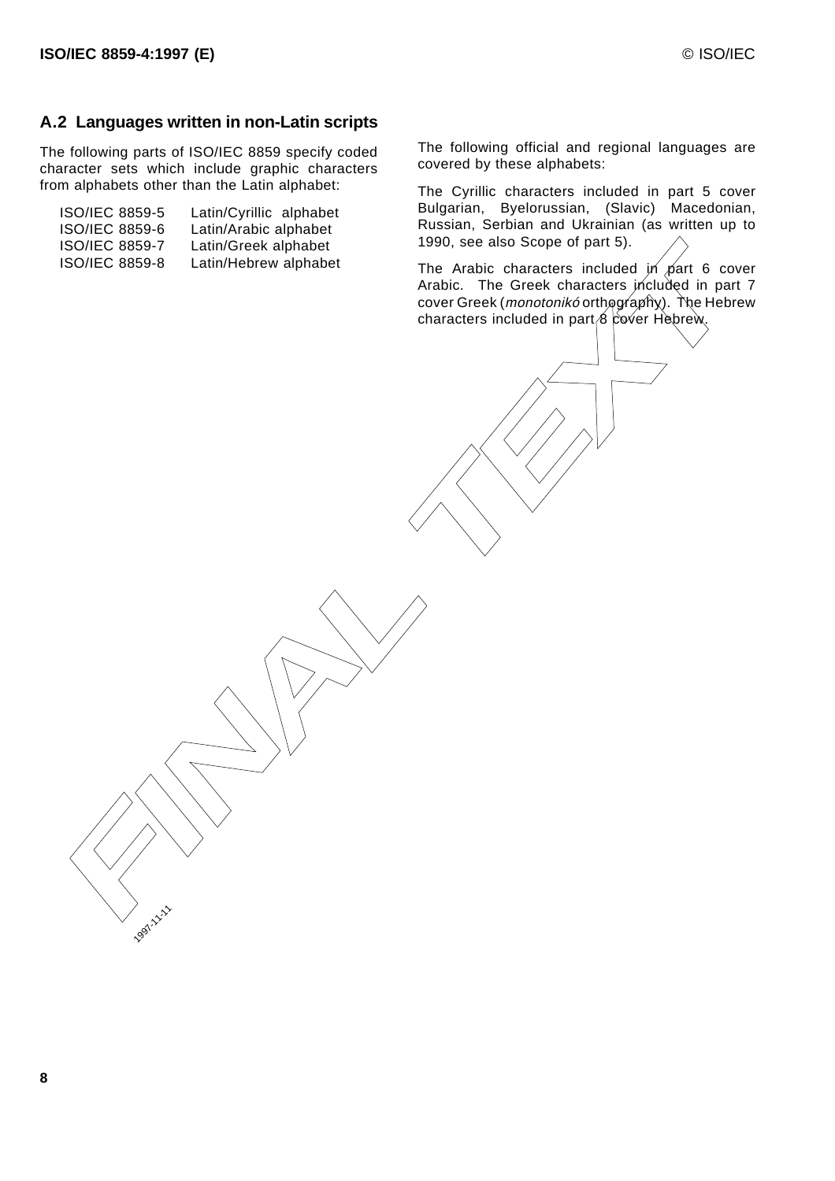## A.2 Languages written in non-Latin scripts

The following parts of ISO/IEC 8859 specify coded character sets which include graphic characters from alphabets other than the Latin alphabet:

| | |
|---|---|
| ISO/IEC 8859-5 | Latin/Cyrillic alphabet |
| ISO/IEC 8859-6 | Latin/Arabic alphabet |
| ISO/IEC 8859-7 | Latin/Greek alphabet |
| ISO/IEC 8859-8 | Latin/Hebrew alphabet |

The following official and regional languages are covered by these alphabets:

The Cyrillic characters included in part 5 cover Bulgarian, Byelorussian, (Slavic) Macedonian, Russian, Serbian and Ukrainian (as written up to 1990, see also Scope of part 5).

The Arabic characters included in part 6 cover Arabic. The Greek characters included in part 7 cover Greek (*monotonikó* orthography). The Hebrew characters included in part 8 cover Hebrew.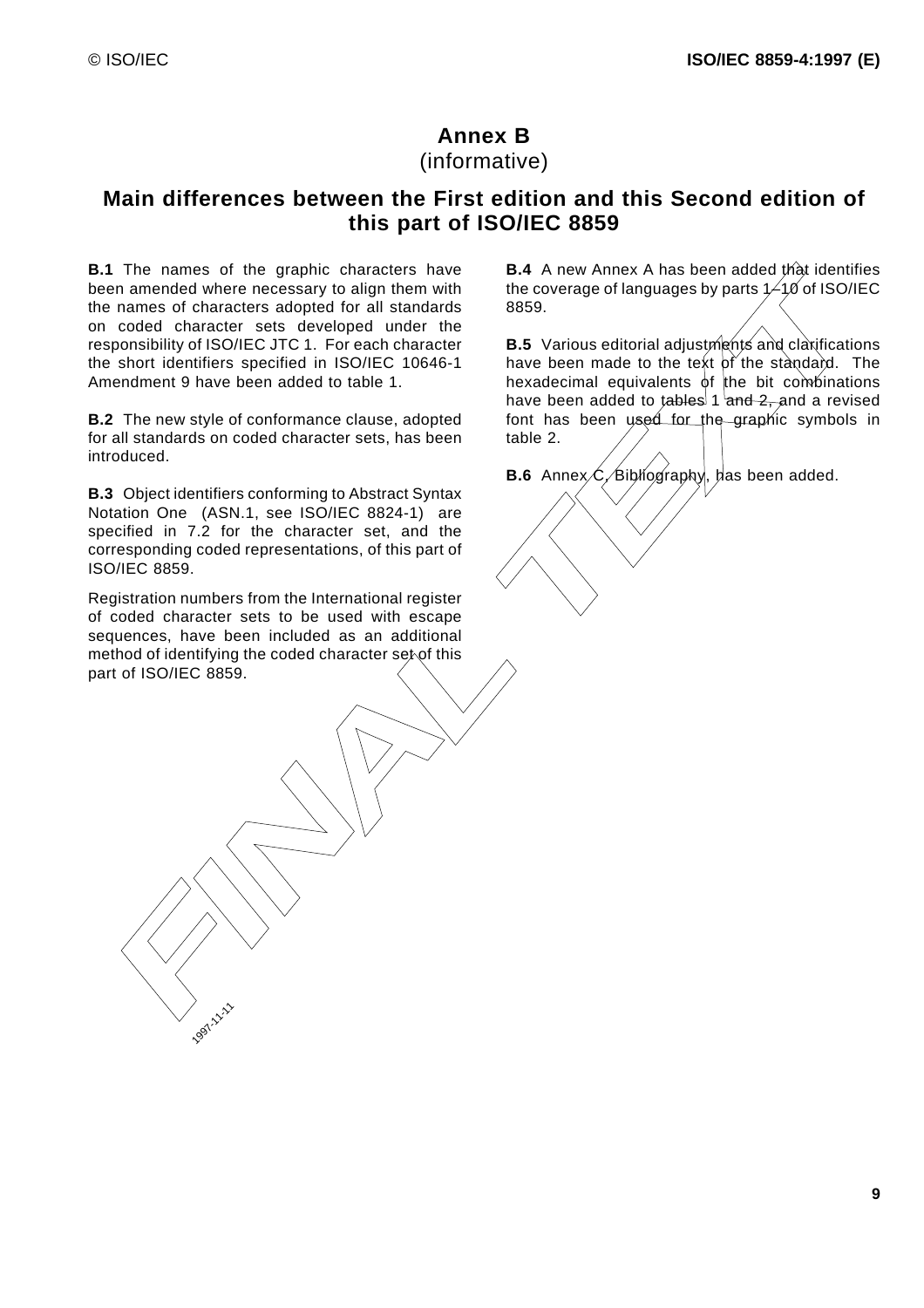# Annex B
(informative)

## Main differences between the First edition and this Second edition of this part of ISO/IEC 8859

**B.1** The names of the graphic characters have been amended where necessary to align them with the names of characters adopted for all standards on coded character sets developed under the responsibility of ISO/IEC JTC 1. For each character the short identifiers specified in ISO/IEC 10646-1 Amendment 9 have been added to table 1.

**B.2** The new style of conformance clause, adopted for all standards on coded character sets, has been introduced.

**B.3** Object identifiers conforming to Abstract Syntax Notation One (ASN.1, see ISO/IEC 8824-1) are specified in 7.2 for the character set, and the corresponding coded representations, of this part of ISO/IEC 8859.

Registration numbers from the International register of coded character sets to be used with escape sequences, have been included as an additional method of identifying the coded character set of this part of ISO/IEC 8859.

**B.4** A new Annex A has been added that identifies the coverage of languages by parts 1–10 of ISO/IEC 8859.

**B.5** Various editorial adjustments and clarifications have been made to the text of the standard. The hexadecimal equivalents of the bit combinations have been added to tables 1 and 2, and a revised font has been used for the graphic symbols in table 2.

**B.6** Annex C, Bibliography, has been added.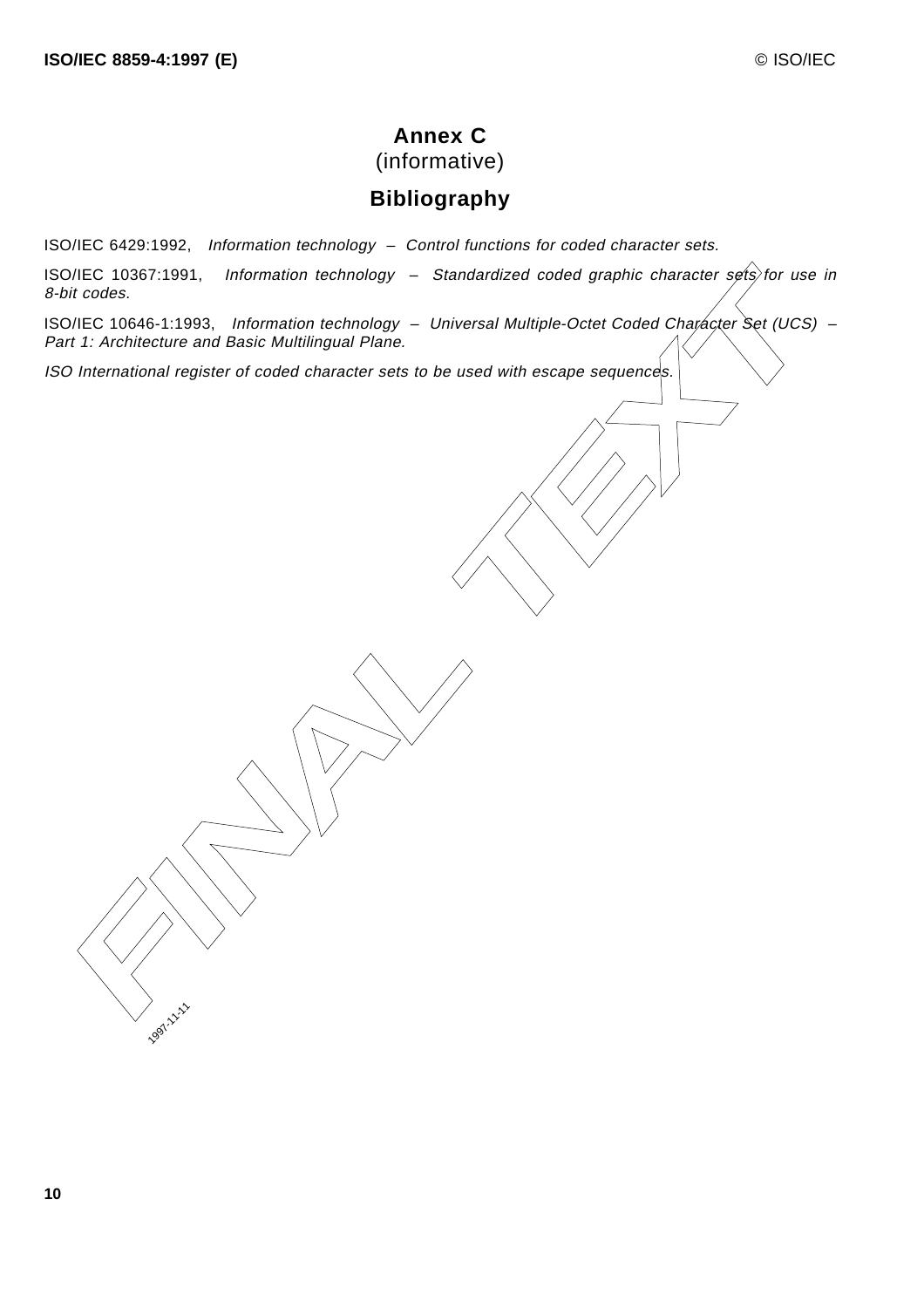# Annex C
(informative)

## Bibliography

ISO/IEC 6429:1992, *Information technology – Control functions for coded character sets.*

ISO/IEC 10367:1991, *Information technology – Standardized coded graphic character sets for use in 8-bit codes.*

ISO/IEC 10646-1:1993, *Information technology – Universal Multiple-Octet Coded Character Set (UCS) – Part 1: Architecture and Basic Multilingual Plane.*

*ISO International register of coded character sets to be used with escape sequences.*